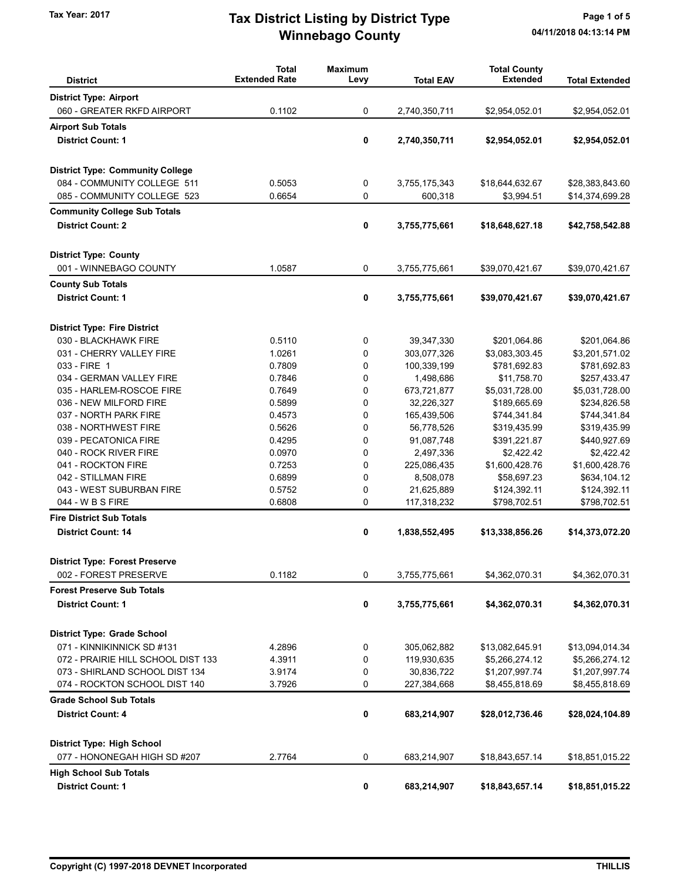# Tax District Listing by District Type
## Winnebago County

Tax Year: 2017

04/11/2018 04:13:14 PM

| District | Total Extended Rate | Maximum Levy | Total EAV | Total County Extended | Total Extended |
|---|---|---|---|---|---|
| **District Type: Airport** | | | | | |
| 060 - GREATER RKFD AIRPORT | 0.1102 | 0 | 2,740,350,711 | $2,954,052.01 | $2,954,052.01 |
| **Airport Sub Totals** | | | | | |
| **District Count: 1** | | **0** | **2,740,350,711** | **$2,954,052.01** | **$2,954,052.01** |
| **District Type: Community College** | | | | | |
| 084 - COMMUNITY COLLEGE 511 | 0.5053 | 0 | 3,755,175,343 | $18,644,632.67 | $28,383,843.60 |
| 085 - COMMUNITY COLLEGE 523 | 0.6654 | 0 | 600,318 | $3,994.51 | $14,374,699.28 |
| **Community College Sub Totals** | | | | | |
| **District Count: 2** | | **0** | **3,755,775,661** | **$18,648,627.18** | **$42,758,542.88** |
| **District Type: County** | | | | | |
| 001 - WINNEBAGO COUNTY | 1.0587 | 0 | 3,755,775,661 | $39,070,421.67 | $39,070,421.67 |
| **County Sub Totals** | | | | | |
| **District Count: 1** | | **0** | **3,755,775,661** | **$39,070,421.67** | **$39,070,421.67** |
| **District Type: Fire District** | | | | | |
| 030 - BLACKHAWK FIRE | 0.5110 | 0 | 39,347,330 | $201,064.86 | $201,064.86 |
| 031 - CHERRY VALLEY FIRE | 1.0261 | 0 | 303,077,326 | $3,083,303.45 | $3,201,571.02 |
| 033 - FIRE 1 | 0.7809 | 0 | 100,339,199 | $781,692.83 | $781,692.83 |
| 034 - GERMAN VALLEY FIRE | 0.7846 | 0 | 1,498,686 | $11,758.70 | $257,433.47 |
| 035 - HARLEM-ROSCOE FIRE | 0.7649 | 0 | 673,721,877 | $5,031,728.00 | $5,031,728.00 |
| 036 - NEW MILFORD FIRE | 0.5899 | 0 | 32,226,327 | $189,665.69 | $234,826.58 |
| 037 - NORTH PARK FIRE | 0.4573 | 0 | 165,439,506 | $744,341.84 | $744,341.84 |
| 038 - NORTHWEST FIRE | 0.5626 | 0 | 56,778,526 | $319,435.99 | $319,435.99 |
| 039 - PECATONICA FIRE | 0.4295 | 0 | 91,087,748 | $391,221.87 | $440,927.69 |
| 040 - ROCK RIVER FIRE | 0.0970 | 0 | 2,497,336 | $2,422.42 | $2,422.42 |
| 041 - ROCKTON FIRE | 0.7253 | 0 | 225,086,435 | $1,600,428.76 | $1,600,428.76 |
| 042 - STILLMAN FIRE | 0.6899 | 0 | 8,508,078 | $58,697.23 | $634,104.12 |
| 043 - WEST SUBURBAN FIRE | 0.5752 | 0 | 21,625,889 | $124,392.11 | $124,392.11 |
| 044 - W B S FIRE | 0.6808 | 0 | 117,318,232 | $798,702.51 | $798,702.51 |
| **Fire District Sub Totals** | | | | | |
| **District Count: 14** | | **0** | **1,838,552,495** | **$13,338,856.26** | **$14,373,072.20** |
| **District Type: Forest Preserve** | | | | | |
| 002 - FOREST PRESERVE | 0.1182 | 0 | 3,755,775,661 | $4,362,070.31 | $4,362,070.31 |
| **Forest Preserve Sub Totals** | | | | | |
| **District Count: 1** | | **0** | **3,755,775,661** | **$4,362,070.31** | **$4,362,070.31** |
| **District Type: Grade School** | | | | | |
| 071 - KINNIKINNICK SD #131 | 4.2896 | 0 | 305,062,882 | $13,082,645.91 | $13,094,014.34 |
| 072 - PRAIRIE HILL SCHOOL DIST 133 | 4.3911 | 0 | 119,930,635 | $5,266,274.12 | $5,266,274.12 |
| 073 - SHIRLAND SCHOOL DIST 134 | 3.9174 | 0 | 30,836,722 | $1,207,997.74 | $1,207,997.74 |
| 074 - ROCKTON SCHOOL DIST 140 | 3.7926 | 0 | 227,384,668 | $8,455,818.69 | $8,455,818.69 |
| **Grade School Sub Totals** | | | | | |
| **District Count: 4** | | **0** | **683,214,907** | **$28,012,736.46** | **$28,024,104.89** |
| **District Type: High School** | | | | | |
| 077 - HONONEGAH HIGH SD #207 | 2.7764 | 0 | 683,214,907 | $18,843,657.14 | $18,851,015.22 |
| **High School Sub Totals** | | | | | |
| **District Count: 1** | | **0** | **683,214,907** | **$18,843,657.14** | **$18,851,015.22** |

Copyright (C) 1997-2018 DEVNET Incorporated — THILLIS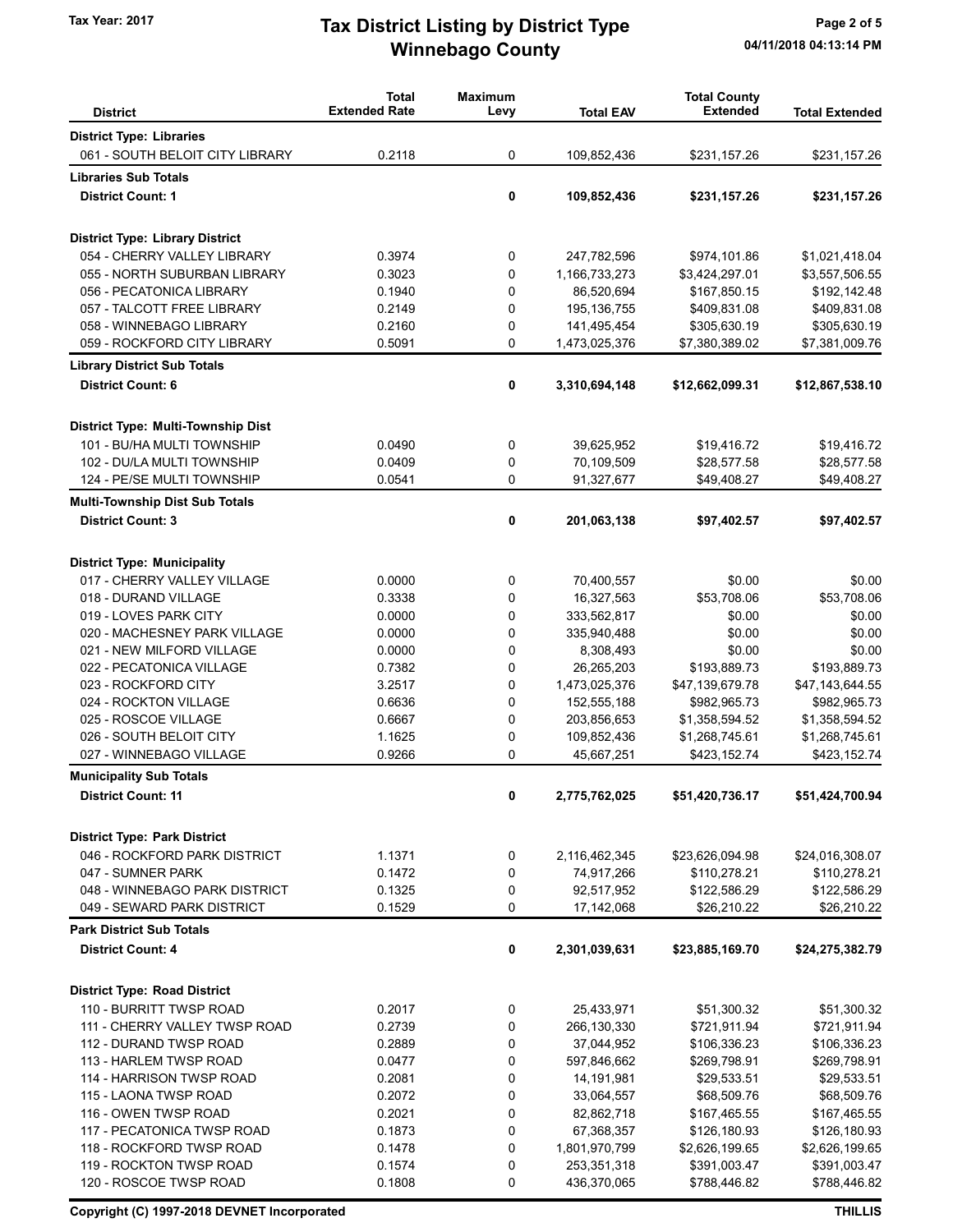# Tax District Listing by District Type
## Winnebago County

Tax Year: 2017

| District | Total Extended Rate | Maximum Levy | Total EAV | Total County Extended | Total Extended |
|---|---|---|---|---|---|
| **District Type: Libraries** | | | | | |
| 061 - SOUTH BELOIT CITY LIBRARY | 0.2118 | 0 | 109,852,436 | $231,157.26 | $231,157.26 |
| **Libraries Sub Totals** | | | | | |
| **District Count: 1** | | **0** | **109,852,436** | **$231,157.26** | **$231,157.26** |
| **District Type: Library District** | | | | | |
| 054 - CHERRY VALLEY LIBRARY | 0.3974 | 0 | 247,782,596 | $974,101.86 | $1,021,418.04 |
| 055 - NORTH SUBURBAN LIBRARY | 0.3023 | 0 | 1,166,733,273 | $3,424,297.01 | $3,557,506.55 |
| 056 - PECATONICA LIBRARY | 0.1940 | 0 | 86,520,694 | $167,850.15 | $192,142.48 |
| 057 - TALCOTT FREE LIBRARY | 0.2149 | 0 | 195,136,755 | $409,831.08 | $409,831.08 |
| 058 - WINNEBAGO LIBRARY | 0.2160 | 0 | 141,495,454 | $305,630.19 | $305,630.19 |
| 059 - ROCKFORD CITY LIBRARY | 0.5091 | 0 | 1,473,025,376 | $7,380,389.02 | $7,381,009.76 |
| **Library District Sub Totals** | | | | | |
| **District Count: 6** | | **0** | **3,310,694,148** | **$12,662,099.31** | **$12,867,538.10** |
| **District Type: Multi-Township Dist** | | | | | |
| 101 - BU/HA MULTI TOWNSHIP | 0.0490 | 0 | 39,625,952 | $19,416.72 | $19,416.72 |
| 102 - DU/LA MULTI TOWNSHIP | 0.0409 | 0 | 70,109,509 | $28,577.58 | $28,577.58 |
| 124 - PE/SE MULTI TOWNSHIP | 0.0541 | 0 | 91,327,677 | $49,408.27 | $49,408.27 |
| **Multi-Township Dist Sub Totals** | | | | | |
| **District Count: 3** | | **0** | **201,063,138** | **$97,402.57** | **$97,402.57** |
| **District Type: Municipality** | | | | | |
| 017 - CHERRY VALLEY VILLAGE | 0.0000 | 0 | 70,400,557 | $0.00 | $0.00 |
| 018 - DURAND VILLAGE | 0.3338 | 0 | 16,327,563 | $53,708.06 | $53,708.06 |
| 019 - LOVES PARK CITY | 0.0000 | 0 | 333,562,817 | $0.00 | $0.00 |
| 020 - MACHESNEY PARK VILLAGE | 0.0000 | 0 | 335,940,488 | $0.00 | $0.00 |
| 021 - NEW MILFORD VILLAGE | 0.0000 | 0 | 8,308,493 | $0.00 | $0.00 |
| 022 - PECATONICA VILLAGE | 0.7382 | 0 | 26,265,203 | $193,889.73 | $193,889.73 |
| 023 - ROCKFORD CITY | 3.2517 | 0 | 1,473,025,376 | $47,139,679.78 | $47,143,644.55 |
| 024 - ROCKTON VILLAGE | 0.6636 | 0 | 152,555,188 | $982,965.73 | $982,965.73 |
| 025 - ROSCOE VILLAGE | 0.6667 | 0 | 203,856,653 | $1,358,594.52 | $1,358,594.52 |
| 026 - SOUTH BELOIT CITY | 1.1625 | 0 | 109,852,436 | $1,268,745.61 | $1,268,745.61 |
| 027 - WINNEBAGO VILLAGE | 0.9266 | 0 | 45,667,251 | $423,152.74 | $423,152.74 |
| **Municipality Sub Totals** | | | | | |
| **District Count: 11** | | **0** | **2,775,762,025** | **$51,420,736.17** | **$51,424,700.94** |
| **District Type: Park District** | | | | | |
| 046 - ROCKFORD PARK DISTRICT | 1.1371 | 0 | 2,116,462,345 | $23,626,094.98 | $24,016,308.07 |
| 047 - SUMNER PARK | 0.1472 | 0 | 74,917,266 | $110,278.21 | $110,278.21 |
| 048 - WINNEBAGO PARK DISTRICT | 0.1325 | 0 | 92,517,952 | $122,586.29 | $122,586.29 |
| 049 - SEWARD PARK DISTRICT | 0.1529 | 0 | 17,142,068 | $26,210.22 | $26,210.22 |
| **Park District Sub Totals** | | | | | |
| **District Count: 4** | | **0** | **2,301,039,631** | **$23,885,169.70** | **$24,275,382.79** |
| **District Type: Road District** | | | | | |
| 110 - BURRITT TWSP ROAD | 0.2017 | 0 | 25,433,971 | $51,300.32 | $51,300.32 |
| 111 - CHERRY VALLEY TWSP ROAD | 0.2739 | 0 | 266,130,330 | $721,911.94 | $721,911.94 |
| 112 - DURAND TWSP ROAD | 0.2889 | 0 | 37,044,952 | $106,336.23 | $106,336.23 |
| 113 - HARLEM TWSP ROAD | 0.0477 | 0 | 597,846,662 | $269,798.91 | $269,798.91 |
| 114 - HARRISON TWSP ROAD | 0.2081 | 0 | 14,191,981 | $29,533.51 | $29,533.51 |
| 115 - LAONA TWSP ROAD | 0.2072 | 0 | 33,064,557 | $68,509.76 | $68,509.76 |
| 116 - OWEN TWSP ROAD | 0.2021 | 0 | 82,862,718 | $167,465.55 | $167,465.55 |
| 117 - PECATONICA TWSP ROAD | 0.1873 | 0 | 67,368,357 | $126,180.93 | $126,180.93 |
| 118 - ROCKFORD TWSP ROAD | 0.1478 | 0 | 1,801,970,799 | $2,626,199.65 | $2,626,199.65 |
| 119 - ROCKTON TWSP ROAD | 0.1574 | 0 | 253,351,318 | $391,003.47 | $391,003.47 |
| 120 - ROSCOE TWSP ROAD | 0.1808 | 0 | 436,370,065 | $788,446.82 | $788,446.82 |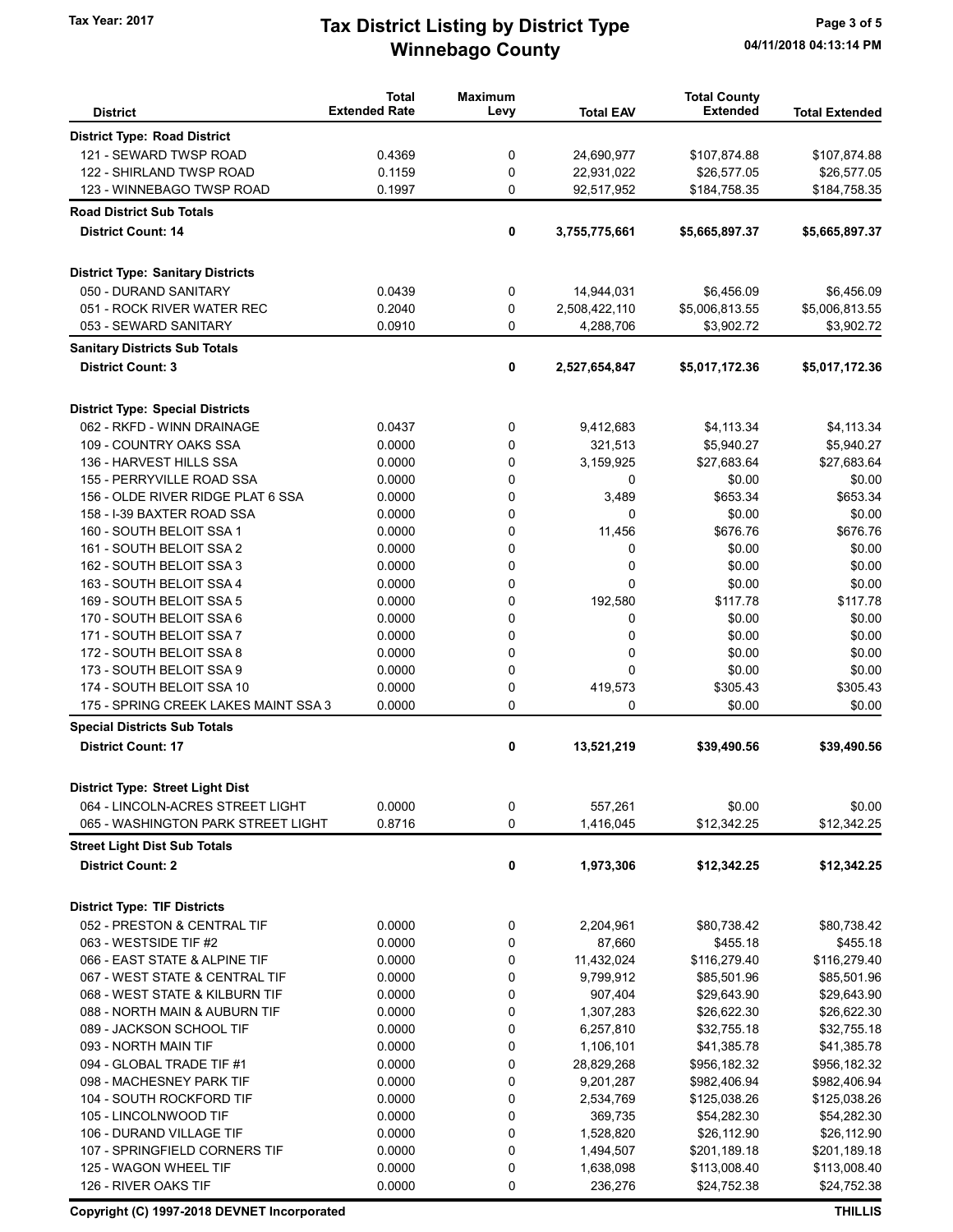# Tax District Listing by District Type
## Winnebago County

Tax Year: 2017

04/11/2018 04:13:14 PM

| District | Total Extended Rate | Maximum Levy | Total EAV | Total County Extended | Total Extended |
|---|---|---|---|---|---|
| **District Type: Road District** | | | | | |
| 121 - SEWARD TWSP ROAD | 0.4369 | 0 | 24,690,977 | $107,874.88 | $107,874.88 |
| 122 - SHIRLAND TWSP ROAD | 0.1159 | 0 | 22,931,022 | $26,577.05 | $26,577.05 |
| 123 - WINNEBAGO TWSP ROAD | 0.1997 | 0 | 92,517,952 | $184,758.35 | $184,758.35 |
| **Road District Sub Totals** | | | | | |
| **District Count: 14** | | **0** | **3,755,775,661** | **$5,665,897.37** | **$5,665,897.37** |
| **District Type: Sanitary Districts** | | | | | |
| 050 - DURAND SANITARY | 0.0439 | 0 | 14,944,031 | $6,456.09 | $6,456.09 |
| 051 - ROCK RIVER WATER REC | 0.2040 | 0 | 2,508,422,110 | $5,006,813.55 | $5,006,813.55 |
| 053 - SEWARD SANITARY | 0.0910 | 0 | 4,288,706 | $3,902.72 | $3,902.72 |
| **Sanitary Districts Sub Totals** | | | | | |
| **District Count: 3** | | **0** | **2,527,654,847** | **$5,017,172.36** | **$5,017,172.36** |
| **District Type: Special Districts** | | | | | |
| 062 - RKFD - WINN DRAINAGE | 0.0437 | 0 | 9,412,683 | $4,113.34 | $4,113.34 |
| 109 - COUNTRY OAKS SSA | 0.0000 | 0 | 321,513 | $5,940.27 | $5,940.27 |
| 136 - HARVEST HILLS SSA | 0.0000 | 0 | 3,159,925 | $27,683.64 | $27,683.64 |
| 155 - PERRYVILLE ROAD SSA | 0.0000 | 0 | 0 | $0.00 | $0.00 |
| 156 - OLDE RIVER RIDGE PLAT 6 SSA | 0.0000 | 0 | 3,489 | $653.34 | $653.34 |
| 158 - I-39 BAXTER ROAD SSA | 0.0000 | 0 | 0 | $0.00 | $0.00 |
| 160 - SOUTH BELOIT SSA 1 | 0.0000 | 0 | 11,456 | $676.76 | $676.76 |
| 161 - SOUTH BELOIT SSA 2 | 0.0000 | 0 | 0 | $0.00 | $0.00 |
| 162 - SOUTH BELOIT SSA 3 | 0.0000 | 0 | 0 | $0.00 | $0.00 |
| 163 - SOUTH BELOIT SSA 4 | 0.0000 | 0 | 0 | $0.00 | $0.00 |
| 169 - SOUTH BELOIT SSA 5 | 0.0000 | 0 | 192,580 | $117.78 | $117.78 |
| 170 - SOUTH BELOIT SSA 6 | 0.0000 | 0 | 0 | $0.00 | $0.00 |
| 171 - SOUTH BELOIT SSA 7 | 0.0000 | 0 | 0 | $0.00 | $0.00 |
| 172 - SOUTH BELOIT SSA 8 | 0.0000 | 0 | 0 | $0.00 | $0.00 |
| 173 - SOUTH BELOIT SSA 9 | 0.0000 | 0 | 0 | $0.00 | $0.00 |
| 174 - SOUTH BELOIT SSA 10 | 0.0000 | 0 | 419,573 | $305.43 | $305.43 |
| 175 - SPRING CREEK LAKES MAINT SSA 3 | 0.0000 | 0 | 0 | $0.00 | $0.00 |
| **Special Districts Sub Totals** | | | | | |
| **District Count: 17** | | **0** | **13,521,219** | **$39,490.56** | **$39,490.56** |
| **District Type: Street Light Dist** | | | | | |
| 064 - LINCOLN-ACRES STREET LIGHT | 0.0000 | 0 | 557,261 | $0.00 | $0.00 |
| 065 - WASHINGTON PARK STREET LIGHT | 0.8716 | 0 | 1,416,045 | $12,342.25 | $12,342.25 |
| **Street Light Dist Sub Totals** | | | | | |
| **District Count: 2** | | **0** | **1,973,306** | **$12,342.25** | **$12,342.25** |
| **District Type: TIF Districts** | | | | | |
| 052 - PRESTON & CENTRAL TIF | 0.0000 | 0 | 2,204,961 | $80,738.42 | $80,738.42 |
| 063 - WESTSIDE TIF #2 | 0.0000 | 0 | 87,660 | $455.18 | $455.18 |
| 066 - EAST STATE & ALPINE TIF | 0.0000 | 0 | 11,432,024 | $116,279.40 | $116,279.40 |
| 067 - WEST STATE & CENTRAL TIF | 0.0000 | 0 | 9,799,912 | $85,501.96 | $85,501.96 |
| 068 - WEST STATE & KILBURN TIF | 0.0000 | 0 | 907,404 | $29,643.90 | $29,643.90 |
| 088 - NORTH MAIN & AUBURN TIF | 0.0000 | 0 | 1,307,283 | $26,622.30 | $26,622.30 |
| 089 - JACKSON SCHOOL TIF | 0.0000 | 0 | 6,257,810 | $32,755.18 | $32,755.18 |
| 093 - NORTH MAIN TIF | 0.0000 | 0 | 1,106,101 | $41,385.78 | $41,385.78 |
| 094 - GLOBAL TRADE TIF #1 | 0.0000 | 0 | 28,829,268 | $956,182.32 | $956,182.32 |
| 098 - MACHESNEY PARK TIF | 0.0000 | 0 | 9,201,287 | $982,406.94 | $982,406.94 |
| 104 - SOUTH ROCKFORD TIF | 0.0000 | 0 | 2,534,769 | $125,038.26 | $125,038.26 |
| 105 - LINCOLNWOOD TIF | 0.0000 | 0 | 369,735 | $54,282.30 | $54,282.30 |
| 106 - DURAND VILLAGE TIF | 0.0000 | 0 | 1,528,820 | $26,112.90 | $26,112.90 |
| 107 - SPRINGFIELD CORNERS TIF | 0.0000 | 0 | 1,494,507 | $201,189.18 | $201,189.18 |
| 125 - WAGON WHEEL TIF | 0.0000 | 0 | 1,638,098 | $113,008.40 | $113,008.40 |
| 126 - RIVER OAKS TIF | 0.0000 | 0 | 236,276 | $24,752.38 | $24,752.38 |

Copyright (C) 1997-2018 DEVNET Incorporated

THILLIS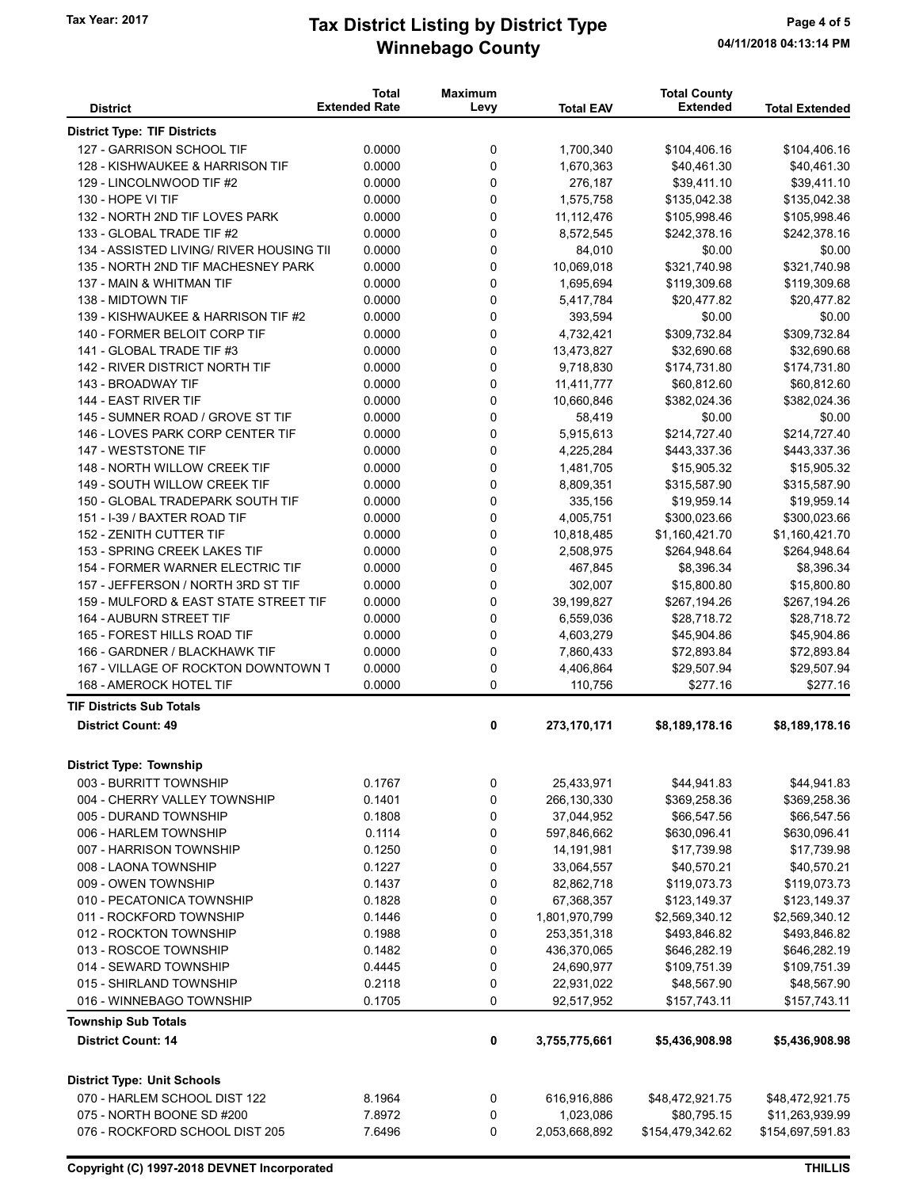# Tax District Listing by District Type
## Winnebago County

Tax Year: 2017

| District | Total Extended Rate | Maximum Levy | Total EAV | Total County Extended | Total Extended |
|---|---|---|---|---|---|
| **District Type: TIF Districts** | | | | | |
| 127 - GARRISON SCHOOL TIF | 0.0000 | 0 | 1,700,340 | $104,406.16 | $104,406.16 |
| 128 - KISHWAUKEE & HARRISON TIF | 0.0000 | 0 | 1,670,363 | $40,461.30 | $40,461.30 |
| 129 - LINCOLNWOOD TIF #2 | 0.0000 | 0 | 276,187 | $39,411.10 | $39,411.10 |
| 130 - HOPE VI TIF | 0.0000 | 0 | 1,575,758 | $135,042.38 | $135,042.38 |
| 132 - NORTH 2ND TIF LOVES PARK | 0.0000 | 0 | 11,112,476 | $105,998.46 | $105,998.46 |
| 133 - GLOBAL TRADE TIF #2 | 0.0000 | 0 | 8,572,545 | $242,378.16 | $242,378.16 |
| 134 - ASSISTED LIVING/ RIVER HOUSING TII | 0.0000 | 0 | 84,010 | $0.00 | $0.00 |
| 135 - NORTH 2ND TIF MACHESNEY PARK | 0.0000 | 0 | 10,069,018 | $321,740.98 | $321,740.98 |
| 137 - MAIN & WHITMAN TIF | 0.0000 | 0 | 1,695,694 | $119,309.68 | $119,309.68 |
| 138 - MIDTOWN TIF | 0.0000 | 0 | 5,417,784 | $20,477.82 | $20,477.82 |
| 139 - KISHWAUKEE & HARRISON TIF #2 | 0.0000 | 0 | 393,594 | $0.00 | $0.00 |
| 140 - FORMER BELOIT CORP TIF | 0.0000 | 0 | 4,732,421 | $309,732.84 | $309,732.84 |
| 141 - GLOBAL TRADE TIF #3 | 0.0000 | 0 | 13,473,827 | $32,690.68 | $32,690.68 |
| 142 - RIVER DISTRICT NORTH TIF | 0.0000 | 0 | 9,718,830 | $174,731.80 | $174,731.80 |
| 143 - BROADWAY TIF | 0.0000 | 0 | 11,411,777 | $60,812.60 | $60,812.60 |
| 144 - EAST RIVER TIF | 0.0000 | 0 | 10,660,846 | $382,024.36 | $382,024.36 |
| 145 - SUMNER ROAD / GROVE ST TIF | 0.0000 | 0 | 58,419 | $0.00 | $0.00 |
| 146 - LOVES PARK CORP CENTER TIF | 0.0000 | 0 | 5,915,613 | $214,727.40 | $214,727.40 |
| 147 - WESTSTONE TIF | 0.0000 | 0 | 4,225,284 | $443,337.36 | $443,337.36 |
| 148 - NORTH WILLOW CREEK TIF | 0.0000 | 0 | 1,481,705 | $15,905.32 | $15,905.32 |
| 149 - SOUTH WILLOW CREEK TIF | 0.0000 | 0 | 8,809,351 | $315,587.90 | $315,587.90 |
| 150 - GLOBAL TRADEPARK SOUTH TIF | 0.0000 | 0 | 335,156 | $19,959.14 | $19,959.14 |
| 151 - I-39 / BAXTER ROAD TIF | 0.0000 | 0 | 4,005,751 | $300,023.66 | $300,023.66 |
| 152 - ZENITH CUTTER TIF | 0.0000 | 0 | 10,818,485 | $1,160,421.70 | $1,160,421.70 |
| 153 - SPRING CREEK LAKES TIF | 0.0000 | 0 | 2,508,975 | $264,948.64 | $264,948.64 |
| 154 - FORMER WARNER ELECTRIC TIF | 0.0000 | 0 | 467,845 | $8,396.34 | $8,396.34 |
| 157 - JEFFERSON / NORTH 3RD ST TIF | 0.0000 | 0 | 302,007 | $15,800.80 | $15,800.80 |
| 159 - MULFORD & EAST STATE STREET TIF | 0.0000 | 0 | 39,199,827 | $267,194.26 | $267,194.26 |
| 164 - AUBURN STREET TIF | 0.0000 | 0 | 6,559,036 | $28,718.72 | $28,718.72 |
| 165 - FOREST HILLS ROAD TIF | 0.0000 | 0 | 4,603,279 | $45,904.86 | $45,904.86 |
| 166 - GARDNER / BLACKHAWK TIF | 0.0000 | 0 | 7,860,433 | $72,893.84 | $72,893.84 |
| 167 - VILLAGE OF ROCKTON DOWNTOWN T | 0.0000 | 0 | 4,406,864 | $29,507.94 | $29,507.94 |
| 168 - AMEROCK HOTEL TIF | 0.0000 | 0 | 110,756 | $277.16 | $277.16 |
| **TIF Districts Sub Totals** | | | | | |
| **District Count: 49** | | **0** | **273,170,171** | **$8,189,178.16** | **$8,189,178.16** |
| **District Type: Township** | | | | | |
| 003 - BURRITT TOWNSHIP | 0.1767 | 0 | 25,433,971 | $44,941.83 | $44,941.83 |
| 004 - CHERRY VALLEY TOWNSHIP | 0.1401 | 0 | 266,130,330 | $369,258.36 | $369,258.36 |
| 005 - DURAND TOWNSHIP | 0.1808 | 0 | 37,044,952 | $66,547.56 | $66,547.56 |
| 006 - HARLEM TOWNSHIP | 0.1114 | 0 | 597,846,662 | $630,096.41 | $630,096.41 |
| 007 - HARRISON TOWNSHIP | 0.1250 | 0 | 14,191,981 | $17,739.98 | $17,739.98 |
| 008 - LAONA TOWNSHIP | 0.1227 | 0 | 33,064,557 | $40,570.21 | $40,570.21 |
| 009 - OWEN TOWNSHIP | 0.1437 | 0 | 82,862,718 | $119,073.73 | $119,073.73 |
| 010 - PECATONICA TOWNSHIP | 0.1828 | 0 | 67,368,357 | $123,149.37 | $123,149.37 |
| 011 - ROCKFORD TOWNSHIP | 0.1446 | 0 | 1,801,970,799 | $2,569,340.12 | $2,569,340.12 |
| 012 - ROCKTON TOWNSHIP | 0.1988 | 0 | 253,351,318 | $493,846.82 | $493,846.82 |
| 013 - ROSCOE TOWNSHIP | 0.1482 | 0 | 436,370,065 | $646,282.19 | $646,282.19 |
| 014 - SEWARD TOWNSHIP | 0.4445 | 0 | 24,690,977 | $109,751.39 | $109,751.39 |
| 015 - SHIRLAND TOWNSHIP | 0.2118 | 0 | 22,931,022 | $48,567.90 | $48,567.90 |
| 016 - WINNEBAGO TOWNSHIP | 0.1705 | 0 | 92,517,952 | $157,743.11 | $157,743.11 |
| **Township Sub Totals** | | | | | |
| **District Count: 14** | | **0** | **3,755,775,661** | **$5,436,908.98** | **$5,436,908.98** |
| **District Type: Unit Schools** | | | | | |
| 070 - HARLEM SCHOOL DIST 122 | 8.1964 | 0 | 616,916,886 | $48,472,921.75 | $48,472,921.75 |
| 075 - NORTH BOONE SD #200 | 7.8972 | 0 | 1,023,086 | $80,795.15 | $11,263,939.99 |
| 076 - ROCKFORD SCHOOL DIST 205 | 7.6496 | 0 | 2,053,668,892 | $154,479,342.62 | $154,697,591.83 |

Copyright (C) 1997-2018 DEVNET Incorporated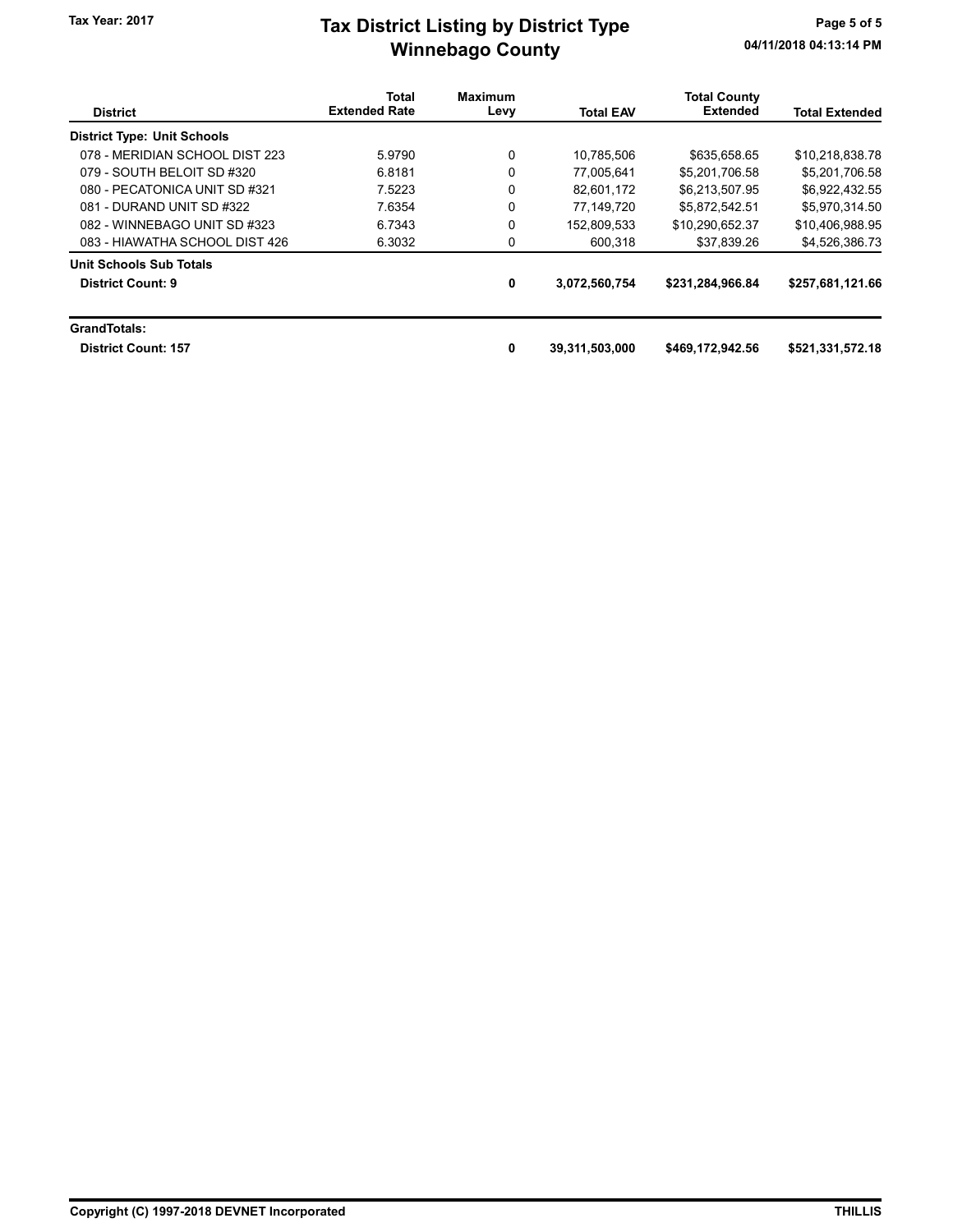| District | Total Extended Rate | Maximum Levy | Total EAV | Total County Extended | Total Extended |
|---|---|---|---|---|---|
| **District Type: Unit Schools** | | | | | |
| 078 - MERIDIAN SCHOOL DIST 223 | 5.9790 | 0 | 10,785,506 | $635,658.65 | $10,218,838.78 |
| 079 - SOUTH BELOIT SD #320 | 6.8181 | 0 | 77,005,641 | $5,201,706.58 | $5,201,706.58 |
| 080 - PECATONICA UNIT SD #321 | 7.5223 | 0 | 82,601,172 | $6,213,507.95 | $6,922,432.55 |
| 081 - DURAND UNIT SD #322 | 7.6354 | 0 | 77,149,720 | $5,872,542.51 | $5,970,314.50 |
| 082 - WINNEBAGO UNIT SD #323 | 6.7343 | 0 | 152,809,533 | $10,290,652.37 | $10,406,988.95 |
| 083 - HIAWATHA SCHOOL DIST 426 | 6.3032 | 0 | 600,318 | $37,839.26 | $4,526,386.73 |
| **Unit Schools Sub Totals** | | | | | |
| **District Count: 9** | | **0** | **3,072,560,754** | **$231,284,966.84** | **$257,681,121.66** |
| **GrandTotals:** | | | | | |
| **District Count: 157** | | **0** | **39,311,503,000** | **$469,172,942.56** | **$521,331,572.18** |

Copyright (C) 1997-2018 DEVNET Incorporated

THILLIS